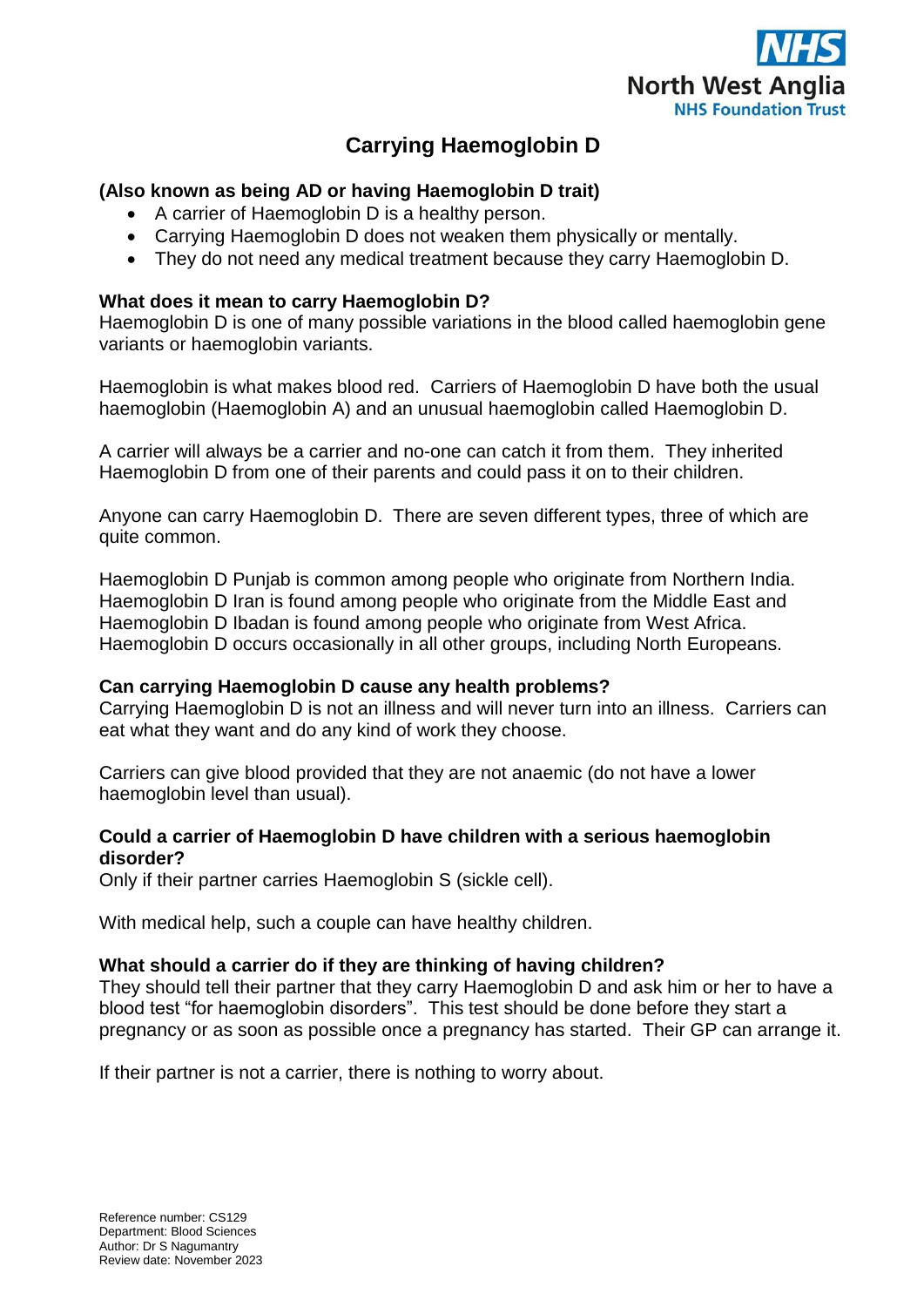North West Anglia NHS Foundation Trust

# Carrying Haemoglobin D

**(Also known as being AD or having Haemoglobin D trait)**

- A carrier of Haemoglobin D is a healthy person.
- Carrying Haemoglobin D does not weaken them physically or mentally.
- They do not need any medical treatment because they carry Haemoglobin D.

**What does it mean to carry Haemoglobin D?**

Haemoglobin D is one of many possible variations in the blood called haemoglobin gene variants or haemoglobin variants.

Haemoglobin is what makes blood red. Carriers of Haemoglobin D have both the usual haemoglobin (Haemoglobin A) and an unusual haemoglobin called Haemoglobin D.

A carrier will always be a carrier and no-one can catch it from them. They inherited Haemoglobin D from one of their parents and could pass it on to their children.

Anyone can carry Haemoglobin D. There are seven different types, three of which are quite common.

Haemoglobin D Punjab is common among people who originate from Northern India. Haemoglobin D Iran is found among people who originate from the Middle East and Haemoglobin D Ibadan is found among people who originate from West Africa. Haemoglobin D occurs occasionally in all other groups, including North Europeans.

**Can carrying Haemoglobin D cause any health problems?**

Carrying Haemoglobin D is not an illness and will never turn into an illness. Carriers can eat what they want and do any kind of work they choose.

Carriers can give blood provided that they are not anaemic (do not have a lower haemoglobin level than usual).

**Could a carrier of Haemoglobin D have children with a serious haemoglobin disorder?**

Only if their partner carries Haemoglobin S (sickle cell).

With medical help, such a couple can have healthy children.

**What should a carrier do if they are thinking of having children?**

They should tell their partner that they carry Haemoglobin D and ask him or her to have a blood test "for haemoglobin disorders". This test should be done before they start a pregnancy or as soon as possible once a pregnancy has started. Their GP can arrange it.

If their partner is not a carrier, there is nothing to worry about.

Reference number: CS129
Department: Blood Sciences
Author: Dr S Nagumantry
Review date: November 2023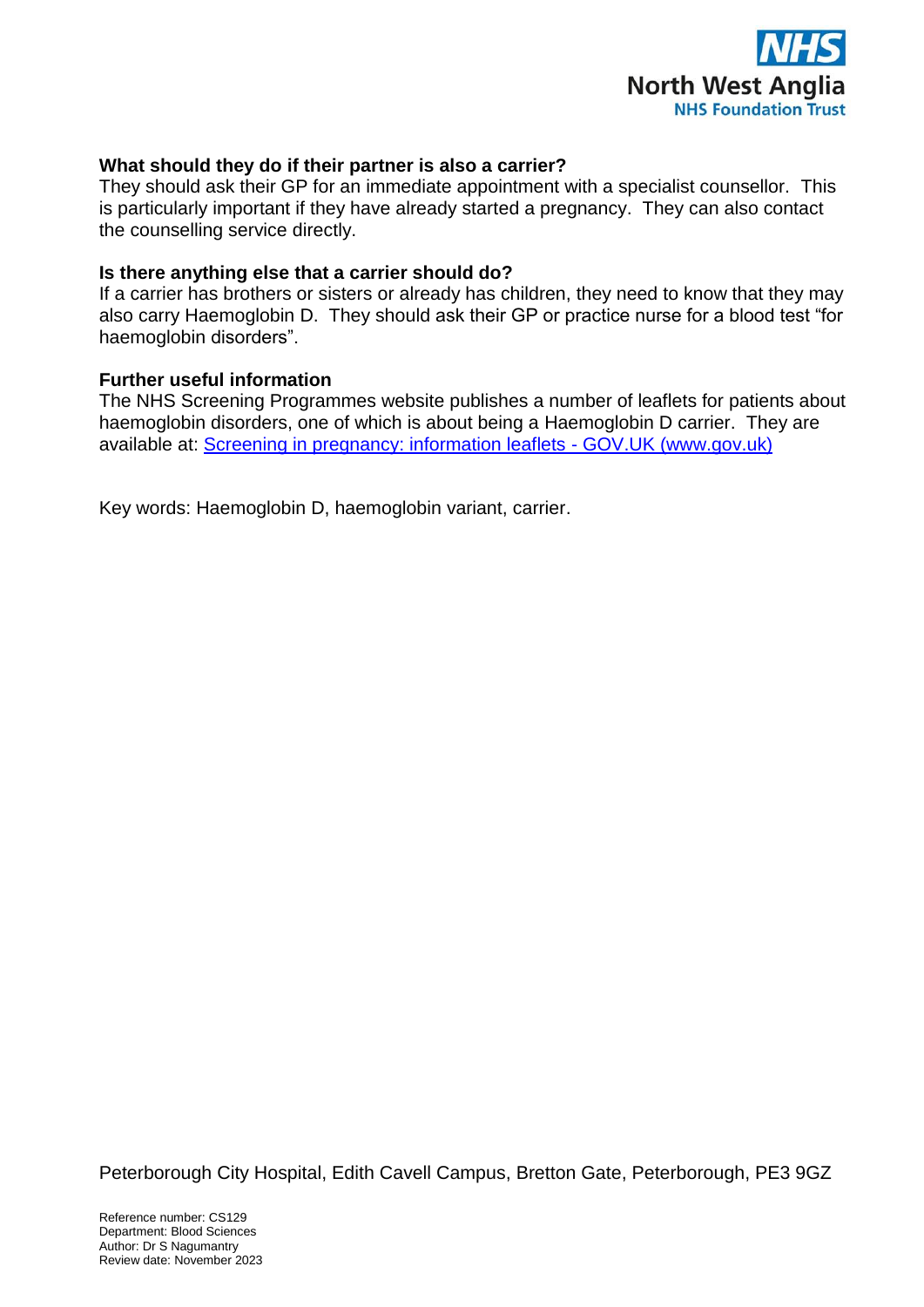**What should they do if their partner is also a carrier?**
They should ask their GP for an immediate appointment with a specialist counsellor. This is particularly important if they have already started a pregnancy. They can also contact the counselling service directly.

**Is there anything else that a carrier should do?**
If a carrier has brothers or sisters or already has children, they need to know that they may also carry Haemoglobin D. They should ask their GP or practice nurse for a blood test "for haemoglobin disorders".

**Further useful information**
The NHS Screening Programmes website publishes a number of leaflets for patients about haemoglobin disorders, one of which is about being a Haemoglobin D carrier. They are available at: [Screening in pregnancy: information leaflets - GOV.UK (www.gov.uk)]

Key words: Haemoglobin D, haemoglobin variant, carrier.

Peterborough City Hospital, Edith Cavell Campus, Bretton Gate, Peterborough, PE3 9GZ

Reference number: CS129
Department: Blood Sciences
Author: Dr S Nagumantry
Review date: November 2023